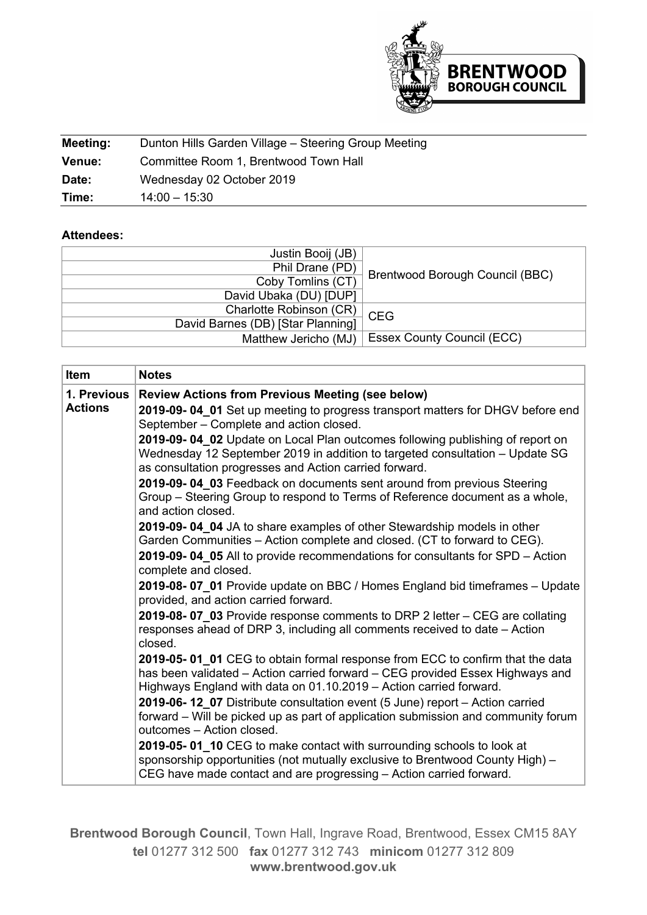BRENTWOOD BOROUGH COUNCIL

| | |
|---|---|
| **Meeting:** | Dunton Hills Garden Village – Steering Group Meeting |
| **Venue:** | Committee Room 1, Brentwood Town Hall |
| **Date:** | Wednesday 02 October 2019 |
| **Time:** | 14:00 – 15:30 |

**Attendees:**

| | |
|---|---|
| Justin Booij (JB) | Brentwood Borough Council (BBC) |
| Phil Drane (PD) | |
| Coby Tomlins (CT) | |
| David Ubaka (DU) [DUP] | |
| Charlotte Robinson (CR) | CEG |
| David Barnes (DB) [Star Planning] | |
| Matthew Jericho (MJ) | Essex County Council (ECC) |

| Item | Notes |
|---|---|
| **1. Previous Actions** | **Review Actions from Previous Meeting (see below)**<br>**2019-09- 04_01** Set up meeting to progress transport matters for DHGV before end September – Complete and action closed.<br>**2019-09- 04_02** Update on Local Plan outcomes following publishing of report on Wednesday 12 September 2019 in addition to targeted consultation – Update SG as consultation progresses and Action carried forward.<br>**2019-09- 04_03** Feedback on documents sent around from previous Steering Group – Steering Group to respond to Terms of Reference document as a whole, and action closed.<br>**2019-09- 04_04** JA to share examples of other Stewardship models in other Garden Communities – Action complete and closed. (CT to forward to CEG).<br>**2019-09- 04_05** All to provide recommendations for consultants for SPD – Action complete and closed.<br>**2019-08- 07_01** Provide update on BBC / Homes England bid timeframes – Update provided, and action carried forward.<br>**2019-08- 07_03** Provide response comments to DRP 2 letter – CEG are collating responses ahead of DRP 3, including all comments received to date – Action closed.<br>**2019-05- 01_01** CEG to obtain formal response from ECC to confirm that the data has been validated – Action carried forward – CEG provided Essex Highways and Highways England with data on 01.10.2019 – Action carried forward.<br>**2019-06- 12_07** Distribute consultation event (5 June) report – Action carried forward – Will be picked up as part of application submission and community forum outcomes – Action closed.<br>**2019-05- 01_10** CEG to make contact with surrounding schools to look at sponsorship opportunities (not mutually exclusive to Brentwood County High) – CEG have made contact and are progressing – Action carried forward. |

**Brentwood Borough Council**, Town Hall, Ingrave Road, Brentwood, Essex CM15 8AY
**tel** 01277 312 500 **fax** 01277 312 743 **minicom** 01277 312 809
**www.brentwood.gov.uk**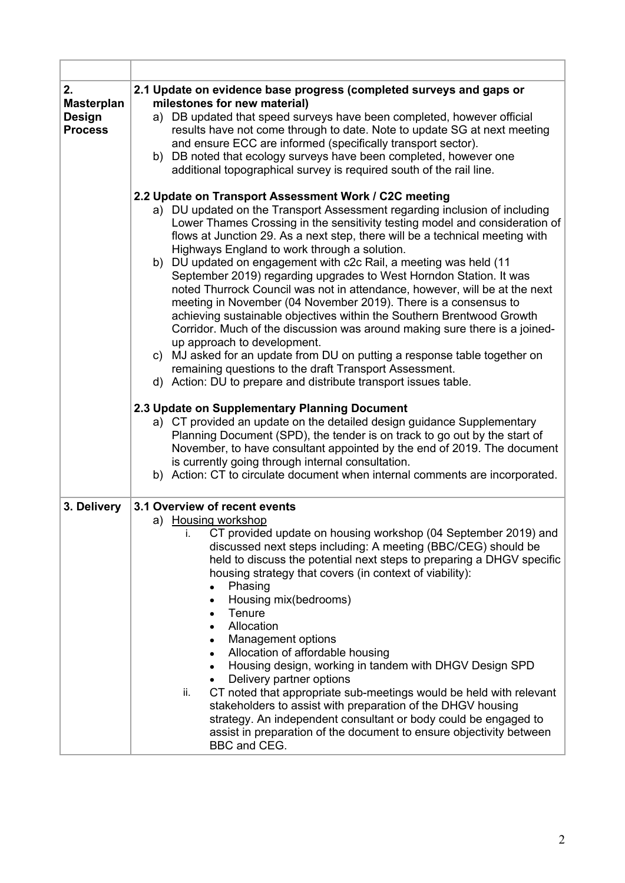| | |
|---|---|
| **2. Masterplan Design Process** | **2.1 Update on evidence base progress (completed surveys and gaps or milestones for new material)**<br>a) DB updated that speed surveys have been completed, however official results have not come through to date. Note to update SG at next meeting and ensure ECC are informed (specifically transport sector).<br>b) DB noted that ecology surveys have been completed, however one additional topographical survey is required south of the rail line.<br><br>**2.2 Update on Transport Assessment Work / C2C meeting**<br>a) DU updated on the Transport Assessment regarding inclusion of including Lower Thames Crossing in the sensitivity testing model and consideration of flows at Junction 29. As a next step, there will be a technical meeting with Highways England to work through a solution.<br>b) DU updated on engagement with c2c Rail, a meeting was held (11 September 2019) regarding upgrades to West Horndon Station. It was noted Thurrock Council was not in attendance, however, will be at the next meeting in November (04 November 2019). There is a consensus to achieving sustainable objectives within the Southern Brentwood Growth Corridor. Much of the discussion was around making sure there is a joined-up approach to development.<br>c) MJ asked for an update from DU on putting a response table together on remaining questions to the draft Transport Assessment.<br>d) Action: DU to prepare and distribute transport issues table.<br><br>**2.3 Update on Supplementary Planning Document**<br>a) CT provided an update on the detailed design guidance Supplementary Planning Document (SPD), the tender is on track to go out by the start of November, to have consultant appointed by the end of 2019. The document is currently going through internal consultation.<br>b) Action: CT to circulate document when internal comments are incorporated. |
| **3. Delivery** | **3.1 Overview of recent events**<br>a) <u>Housing workshop</u><br>i. CT provided update on housing workshop (04 September 2019) and discussed next steps including: A meeting (BBC/CEG) should be held to discuss the potential next steps to preparing a DHGV specific housing strategy that covers (in context of viability):<br>• Phasing<br>• Housing mix(bedrooms)<br>• Tenure<br>• Allocation<br>• Management options<br>• Allocation of affordable housing<br>• Housing design, working in tandem with DHGV Design SPD<br>• Delivery partner options<br>ii. CT noted that appropriate sub-meetings would be held with relevant stakeholders to assist with preparation of the DHGV housing strategy. An independent consultant or body could be engaged to assist in preparation of the document to ensure objectivity between BBC and CEG. |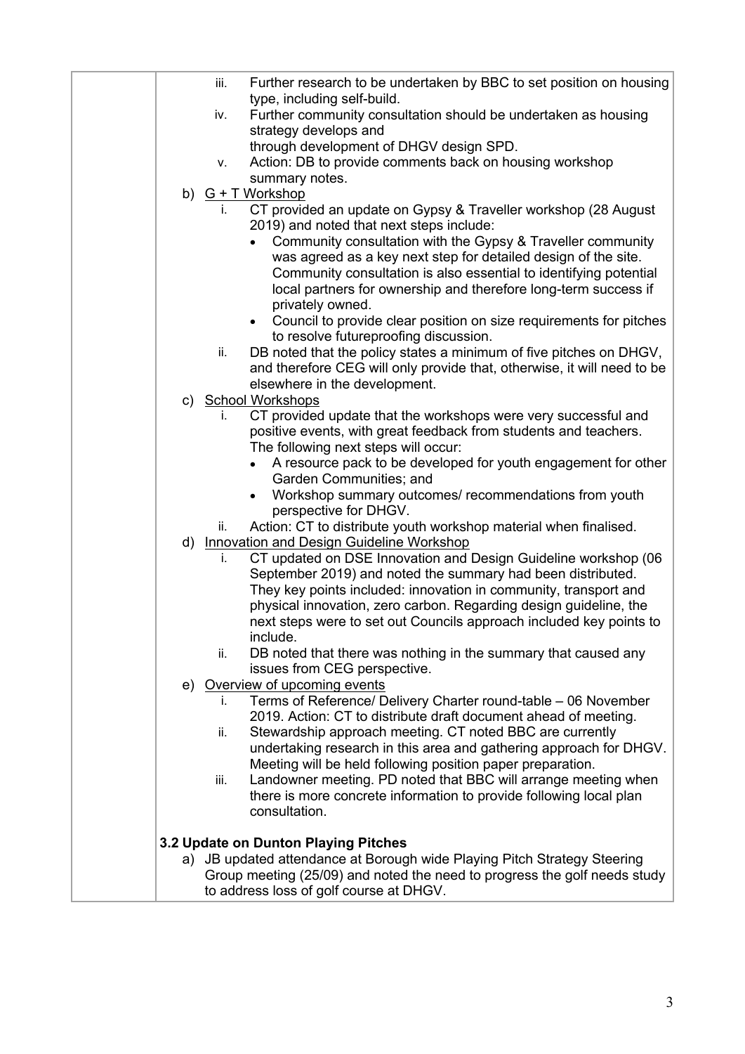iii. Further research to be undertaken by BBC to set position on housing type, including self-build.

iv. Further community consultation should be undertaken as housing strategy develops and through development of DHGV design SPD.

v. Action: DB to provide comments back on housing workshop summary notes.

b) G + T Workshop

i. CT provided an update on Gypsy & Traveller workshop (28 August 2019) and noted that next steps include:

- Community consultation with the Gypsy & Traveller community was agreed as a key next step for detailed design of the site. Community consultation is also essential to identifying potential local partners for ownership and therefore long-term success if privately owned.
- Council to provide clear position on size requirements for pitches to resolve futureproofing discussion.

ii. DB noted that the policy states a minimum of five pitches on DHGV, and therefore CEG will only provide that, otherwise, it will need to be elsewhere in the development.

c) School Workshops

i. CT provided update that the workshops were very successful and positive events, with great feedback from students and teachers. The following next steps will occur:

- A resource pack to be developed for youth engagement for other Garden Communities; and
- Workshop summary outcomes/ recommendations from youth perspective for DHGV.

ii. Action: CT to distribute youth workshop material when finalised.

d) Innovation and Design Guideline Workshop

i. CT updated on DSE Innovation and Design Guideline workshop (06 September 2019) and noted the summary had been distributed. They key points included: innovation in community, transport and physical innovation, zero carbon. Regarding design guideline, the next steps were to set out Councils approach included key points to include.

ii. DB noted that there was nothing in the summary that caused any issues from CEG perspective.

e) Overview of upcoming events

i. Terms of Reference/ Delivery Charter round-table – 06 November 2019. Action: CT to distribute draft document ahead of meeting.

ii. Stewardship approach meeting. CT noted BBC are currently undertaking research in this area and gathering approach for DHGV. Meeting will be held following position paper preparation.

iii. Landowner meeting. PD noted that BBC will arrange meeting when there is more concrete information to provide following local plan consultation.

**3.2 Update on Dunton Playing Pitches**

a) JB updated attendance at Borough wide Playing Pitch Strategy Steering Group meeting (25/09) and noted the need to progress the golf needs study to address loss of golf course at DHGV.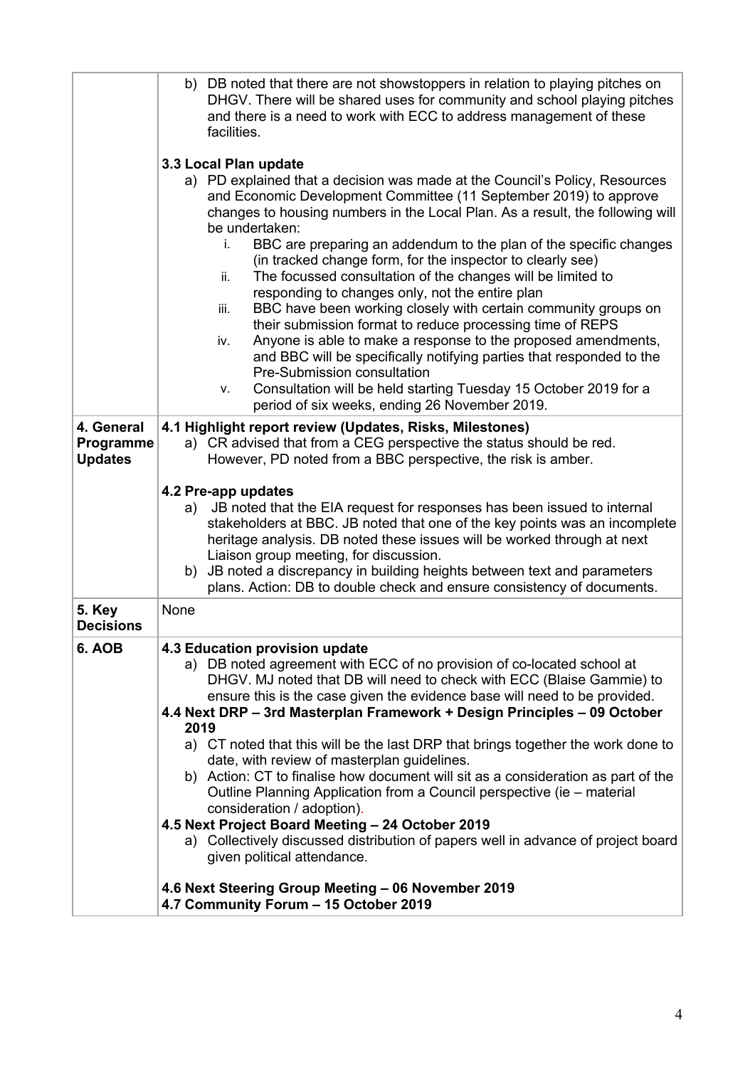| | |
|---|---|
| | b) DB noted that there are not showstoppers in relation to playing pitches on DHGV. There will be shared uses for community and school playing pitches and there is a need to work with ECC to address management of these facilities.<br><br>**3.3 Local Plan update**<br>a) PD explained that a decision was made at the Council's Policy, Resources and Economic Development Committee (11 September 2019) to approve changes to housing numbers in the Local Plan. As a result, the following will be undertaken:<br>i. BBC are preparing an addendum to the plan of the specific changes (in tracked change form, for the inspector to clearly see)<br>ii. The focussed consultation of the changes will be limited to responding to changes only, not the entire plan<br>iii. BBC have been working closely with certain community groups on their submission format to reduce processing time of REPS<br>iv. Anyone is able to make a response to the proposed amendments, and BBC will be specifically notifying parties that responded to the Pre-Submission consultation<br>v. Consultation will be held starting Tuesday 15 October 2019 for a period of six weeks, ending 26 November 2019. |
| **4. General Programme Updates** | **4.1 Highlight report review (Updates, Risks, Milestones)**<br>a) CR advised that from a CEG perspective the status should be red. However, PD noted from a BBC perspective, the risk is amber.<br><br>**4.2 Pre-app updates**<br>a) JB noted that the EIA request for responses has been issued to internal stakeholders at BBC. JB noted that one of the key points was an incomplete heritage analysis. DB noted these issues will be worked through at next Liaison group meeting, for discussion.<br>b) JB noted a discrepancy in building heights between text and parameters plans. Action: DB to double check and ensure consistency of documents. |
| **5. Key Decisions** | None |
| **6. AOB** | **4.3 Education provision update**<br>a) DB noted agreement with ECC of no provision of co-located school at DHGV. MJ noted that DB will need to check with ECC (Blaise Gammie) to ensure this is the case given the evidence base will need to be provided.<br>**4.4 Next DRP – 3rd Masterplan Framework + Design Principles – 09 October 2019**<br>a) CT noted that this will be the last DRP that brings together the work done to date, with review of masterplan guidelines.<br>b) Action: CT to finalise how document will sit as a consideration as part of the Outline Planning Application from a Council perspective (ie – material consideration / adoption).<br>**4.5 Next Project Board Meeting – 24 October 2019**<br>a) Collectively discussed distribution of papers well in advance of project board given political attendance.<br><br>**4.6 Next Steering Group Meeting – 06 November 2019**<br>**4.7 Community Forum – 15 October 2019** |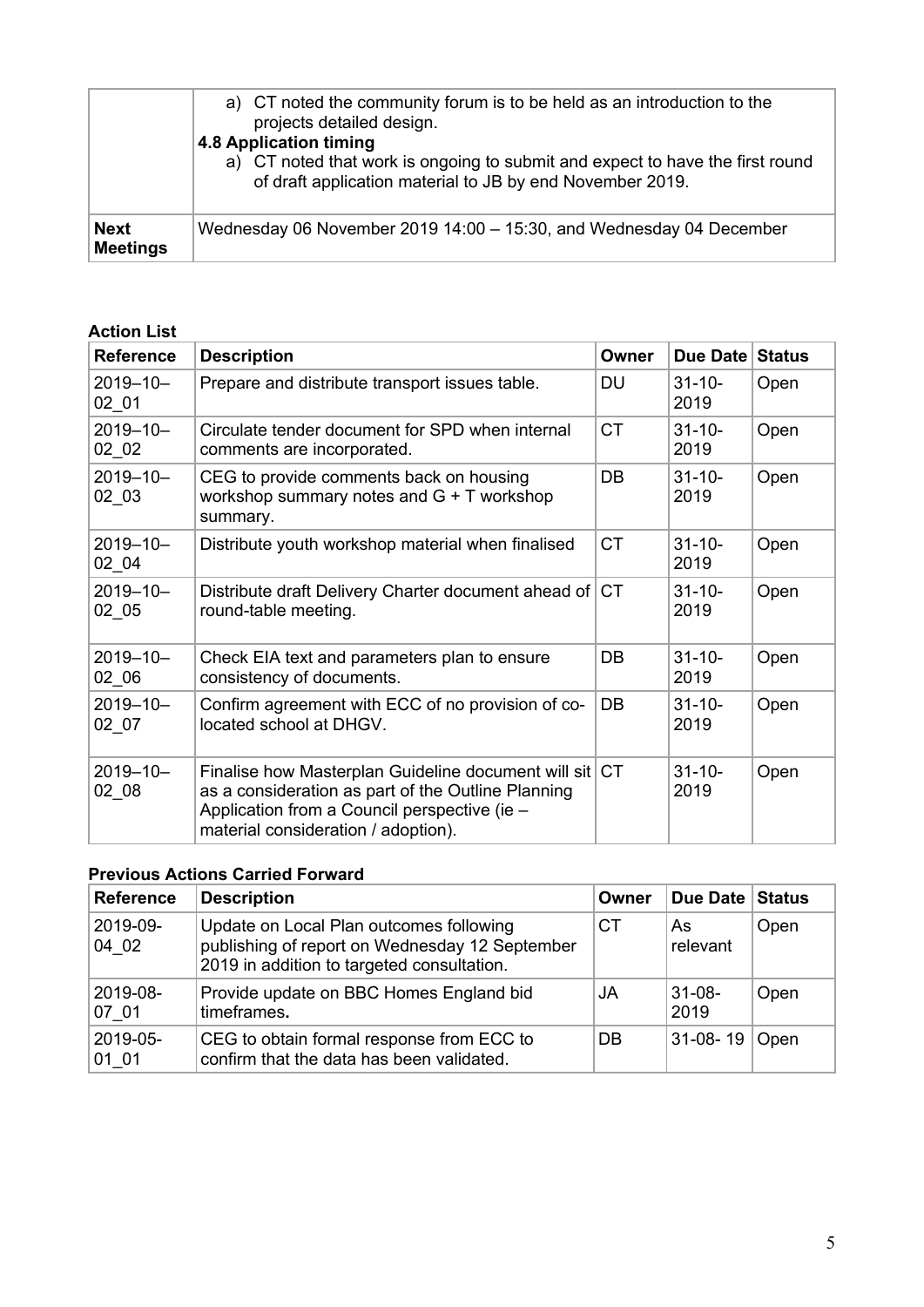| | |
|---|---|
| | a) CT noted the community forum is to be held as an introduction to the projects detailed design.<br>**4.8 Application timing**<br>a) CT noted that work is ongoing to submit and expect to have the first round of draft application material to JB by end November 2019. |
| **Next Meetings** | Wednesday 06 November 2019 14:00 – 15:30, and Wednesday 04 December |

**Action List**

| Reference | Description | Owner | Due Date | Status |
|---|---|---|---|---|
| 2019–10–02_01 | Prepare and distribute transport issues table. | DU | 31-10-2019 | Open |
| 2019–10–02_02 | Circulate tender document for SPD when internal comments are incorporated. | CT | 31-10-2019 | Open |
| 2019–10–02_03 | CEG to provide comments back on housing workshop summary notes and G + T workshop summary. | DB | 31-10-2019 | Open |
| 2019–10–02_04 | Distribute youth workshop material when finalised | CT | 31-10-2019 | Open |
| 2019–10–02_05 | Distribute draft Delivery Charter document ahead of round-table meeting. | CT | 31-10-2019 | Open |
| 2019–10–02_06 | Check EIA text and parameters plan to ensure consistency of documents. | DB | 31-10-2019 | Open |
| 2019–10–02_07 | Confirm agreement with ECC of no provision of co-located school at DHGV. | DB | 31-10-2019 | Open |
| 2019–10–02_08 | Finalise how Masterplan Guideline document will sit as a consideration as part of the Outline Planning Application from a Council perspective (ie – material consideration / adoption). | CT | 31-10-2019 | Open |

**Previous Actions Carried Forward**

| Reference | Description | Owner | Due Date | Status |
|---|---|---|---|---|
| 2019-09-04_02 | Update on Local Plan outcomes following publishing of report on Wednesday 12 September 2019 in addition to targeted consultation. | CT | As relevant | Open |
| 2019-08-07_01 | Provide update on BBC Homes England bid timeframes**.** | JA | 31-08-2019 | Open |
| 2019-05-01_01 | CEG to obtain formal response from ECC to confirm that the data has been validated. | DB | 31-08- 19 | Open |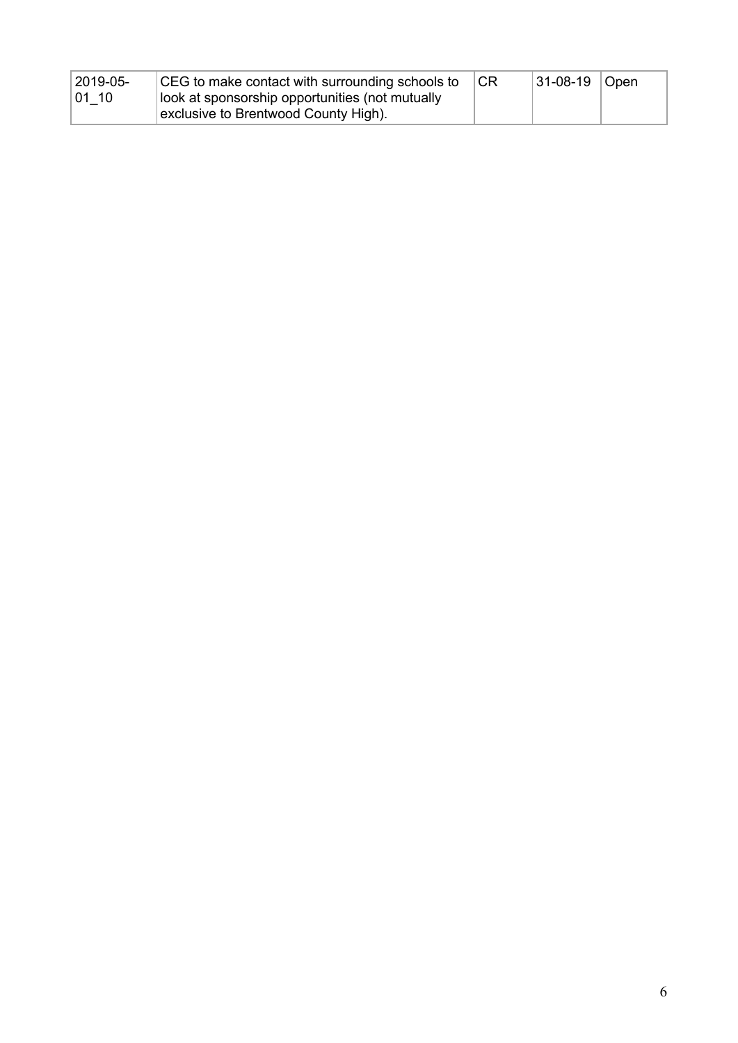| | | | | |
|---|---|---|---|---|
| 2019-05-01_10 | CEG to make contact with surrounding schools to look at sponsorship opportunities (not mutually exclusive to Brentwood County High). | CR | 31-08-19 | Open |